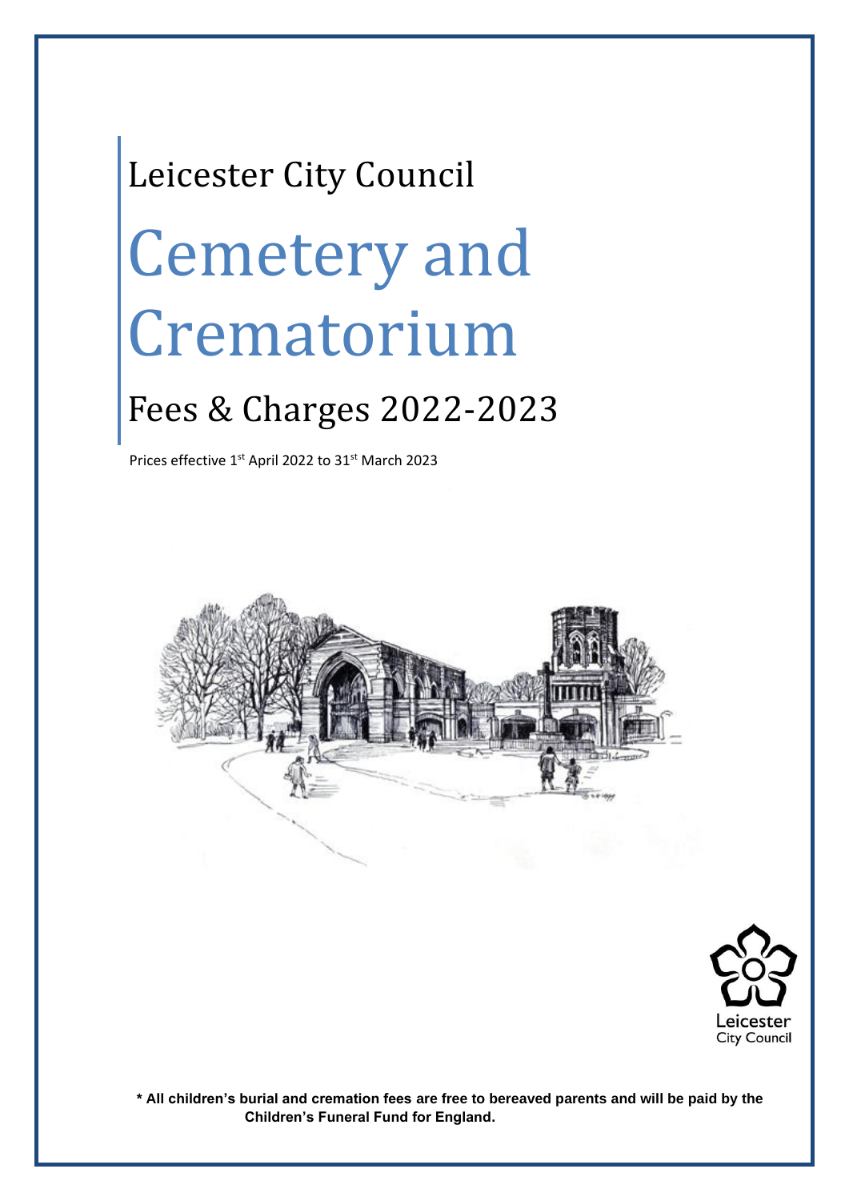Leicester City Council

# Cemetery and Crematorium

## Fees & Charges 2022-2023

Prices effective 1st April 2022 to 31st March 2023

**\* All children's burial and cremation fees are free to bereaved parents and will be paid by the Children's Funeral Fund for England.**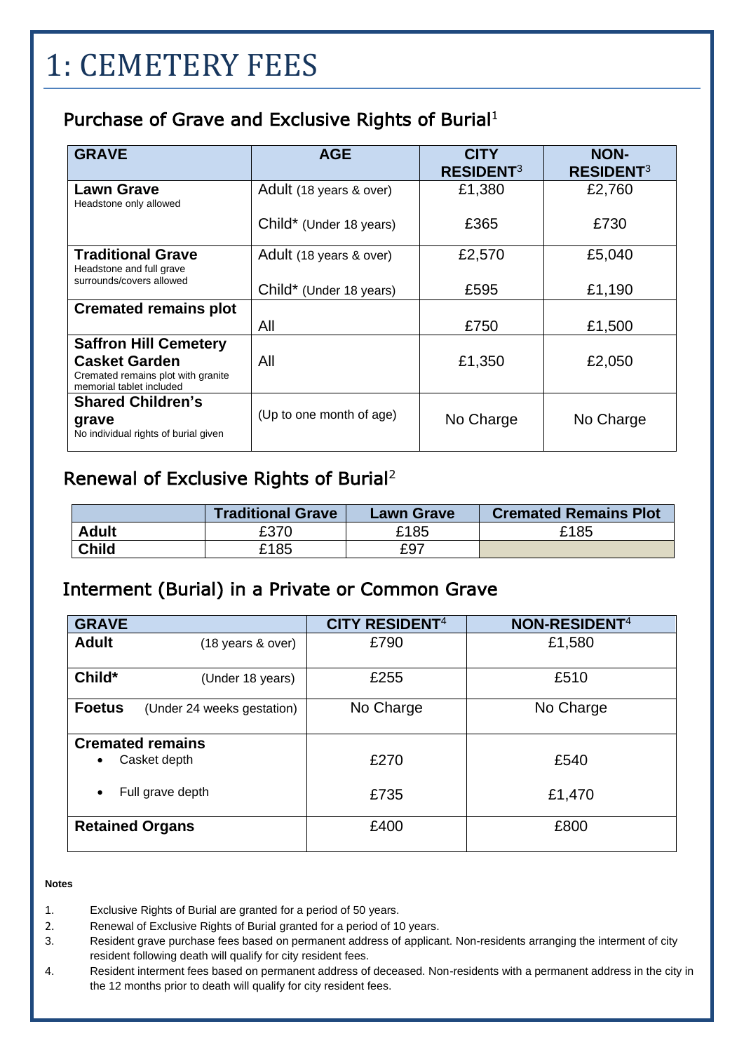# 1: CEMETERY FEES

## Purchase of Grave and Exclusive Rights of Burial[1]

| GRAVE | AGE | CITY RESIDENT[3] | NON-RESIDENT[3] |
|---|---|---|---|
| **Lawn Grave** Headstone only allowed | Adult (18 years & over) | £1,380 | £2,760 |
| | Child* (Under 18 years) | £365 | £730 |
| **Traditional Grave** Headstone and full grave surrounds/covers allowed | Adult (18 years & over) | £2,570 | £5,040 |
| | Child* (Under 18 years) | £595 | £1,190 |
| **Cremated remains plot** | All | £750 | £1,500 |
| **Saffron Hill Cemetery Casket Garden** Cremated remains plot with granite memorial tablet included | All | £1,350 | £2,050 |
| **Shared Children's grave** No individual rights of burial given | (Up to one month of age) | No Charge | No Charge |

## Renewal of Exclusive Rights of Burial[2]

| | Traditional Grave | Lawn Grave | Cremated Remains Plot |
|---|---|---|---|
| **Adult** | £370 | £185 | £185 |
| **Child** | £185 | £97 | |

## Interment (Burial) in a Private or Common Grave

| GRAVE | | CITY RESIDENT[4] | NON-RESIDENT[4] |
|---|---|---|---|
| **Adult** | (18 years & over) | £790 | £1,580 |
| **Child*** | (Under 18 years) | £255 | £510 |
| **Foetus** | (Under 24 weeks gestation) | No Charge | No Charge |
| **Cremated remains** | | | |
| • Casket depth | | £270 | £540 |
| • Full grave depth | | £735 | £1,470 |
| **Retained Organs** | | £400 | £800 |

**Notes**

1. Exclusive Rights of Burial are granted for a period of 50 years.
2. Renewal of Exclusive Rights of Burial granted for a period of 10 years.
3. Resident grave purchase fees based on permanent address of applicant. Non-residents arranging the interment of city resident following death will qualify for city resident fees.
4. Resident interment fees based on permanent address of deceased. Non-residents with a permanent address in the city in the 12 months prior to death will qualify for city resident fees.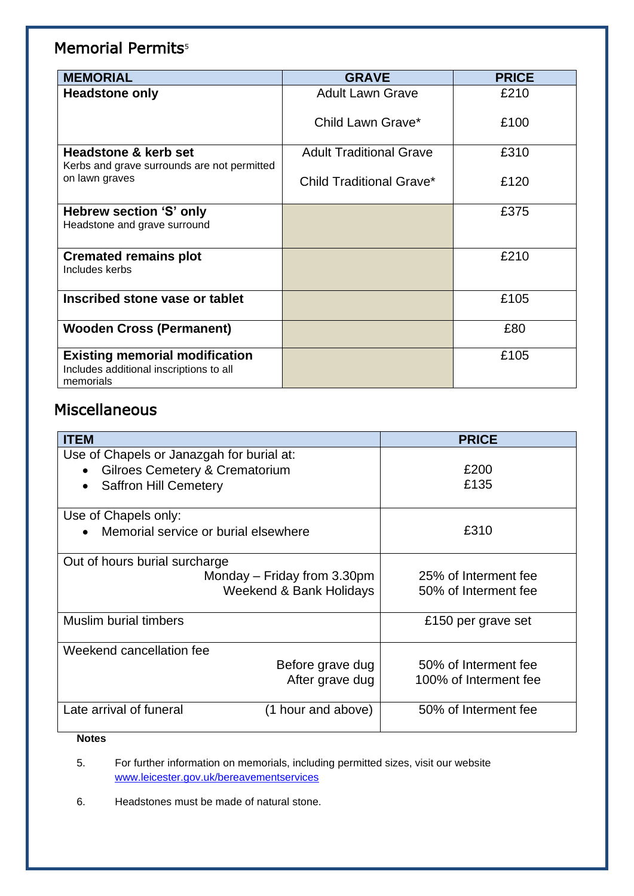## Memorial Permits[5]

| MEMORIAL | GRAVE | PRICE |
|---|---|---|
| **Headstone only** | Adult Lawn Grave<br><br>Child Lawn Grave* | £210<br><br>£100 |
| **Headstone & kerb set**<br>Kerbs and grave surrounds are not permitted on lawn graves | Adult Traditional Grave<br><br>Child Traditional Grave* | £310<br><br>£120 |
| **Hebrew section 'S' only**<br>Headstone and grave surround | | £375 |
| **Cremated remains plot**<br>Includes kerbs | | £210 |
| **Inscribed stone vase or tablet** | | £105 |
| **Wooden Cross (Permanent)** | | £80 |
| **Existing memorial modification**<br>Includes additional inscriptions to all memorials | | £105 |

## Miscellaneous

| ITEM | PRICE |
|---|---|
| Use of Chapels or Janazgah for burial at:<br>• Gilroes Cemetery & Crematorium<br>• Saffron Hill Cemetery | <br>£200<br>£135 |
| Use of Chapels only:<br>• Memorial service or burial elsewhere | £310 |
| Out of hours burial surcharge<br>Monday – Friday from 3.30pm<br>Weekend & Bank Holidays | <br>25% of Interment fee<br>50% of Interment fee |
| Muslim burial timbers | £150 per grave set |
| Weekend cancellation fee<br>Before grave dug<br>After grave dug | <br>50% of Interment fee<br>100% of Interment fee |
| Late arrival of funeral (1 hour and above) | 50% of Interment fee |

**Notes**

5. For further information on memorials, including permitted sizes, visit our website www.leicester.gov.uk/bereavementservices

6. Headstones must be made of natural stone.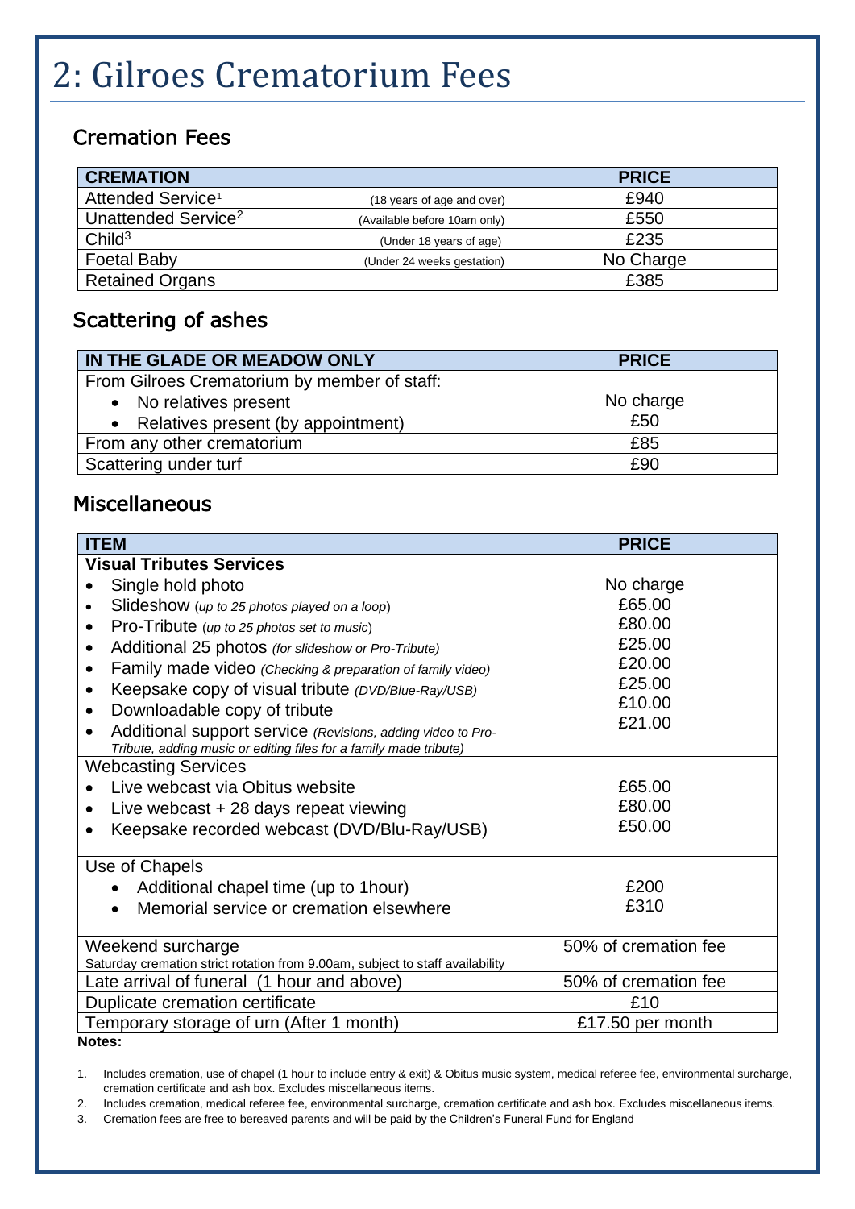# 2: Gilroes Crematorium Fees

## Cremation Fees

| CREMATION | | PRICE |
|---|---|---|
| Attended Service[1] | (18 years of age and over) | £940 |
| Unattended Service[2] | (Available before 10am only) | £550 |
| Child[3] | (Under 18 years of age) | £235 |
| Foetal Baby | (Under 24 weeks gestation) | No Charge |
| Retained Organs | | £385 |

## Scattering of ashes

| IN THE GLADE OR MEADOW ONLY | PRICE |
|---|---|
| From Gilroes Crematorium by member of staff:<br>• No relatives present<br>• Relatives present (by appointment) | <br>No charge<br>£50 |
| From any other crematorium | £85 |
| Scattering under turf | £90 |

## Miscellaneous

| ITEM | PRICE |
|---|---|
| **Visual Tributes Services**<br>• Single hold photo<br>• Slideshow *(up to 25 photos played on a loop)*<br>• Pro-Tribute *(up to 25 photos set to music)*<br>• Additional 25 photos *(for slideshow or Pro-Tribute)*<br>• Family made video *(Checking & preparation of family video)*<br>• Keepsake copy of visual tribute *(DVD/Blue-Ray/USB)*<br>• Downloadable copy of tribute<br>• Additional support service *(Revisions, adding video to Pro-Tribute, adding music or editing files for a family made tribute)* | <br>No charge<br>£65.00<br>£80.00<br>£25.00<br>£20.00<br>£25.00<br>£10.00<br>£21.00 |
| Webcasting Services<br>• Live webcast via Obitus website<br>• Live webcast + 28 days repeat viewing<br>• Keepsake recorded webcast (DVD/Blu-Ray/USB) | <br>£65.00<br>£80.00<br>£50.00 |
| Use of Chapels<br>• Additional chapel time (up to 1hour)<br>• Memorial service or cremation elsewhere | <br>£200<br>£310 |
| Weekend surcharge<br>Saturday cremation strict rotation from 9.00am, subject to staff availability | 50% of cremation fee |
| Late arrival of funeral (1 hour and above) | 50% of cremation fee |
| Duplicate cremation certificate | £10 |
| Temporary storage of urn (After 1 month) | £17.50 per month |

**Notes:**

1. Includes cremation, use of chapel (1 hour to include entry & exit) & Obitus music system, medical referee fee, environmental surcharge, cremation certificate and ash box. Excludes miscellaneous items.
2. Includes cremation, medical referee fee, environmental surcharge, cremation certificate and ash box. Excludes miscellaneous items.
3. Cremation fees are free to bereaved parents and will be paid by the Children's Funeral Fund for England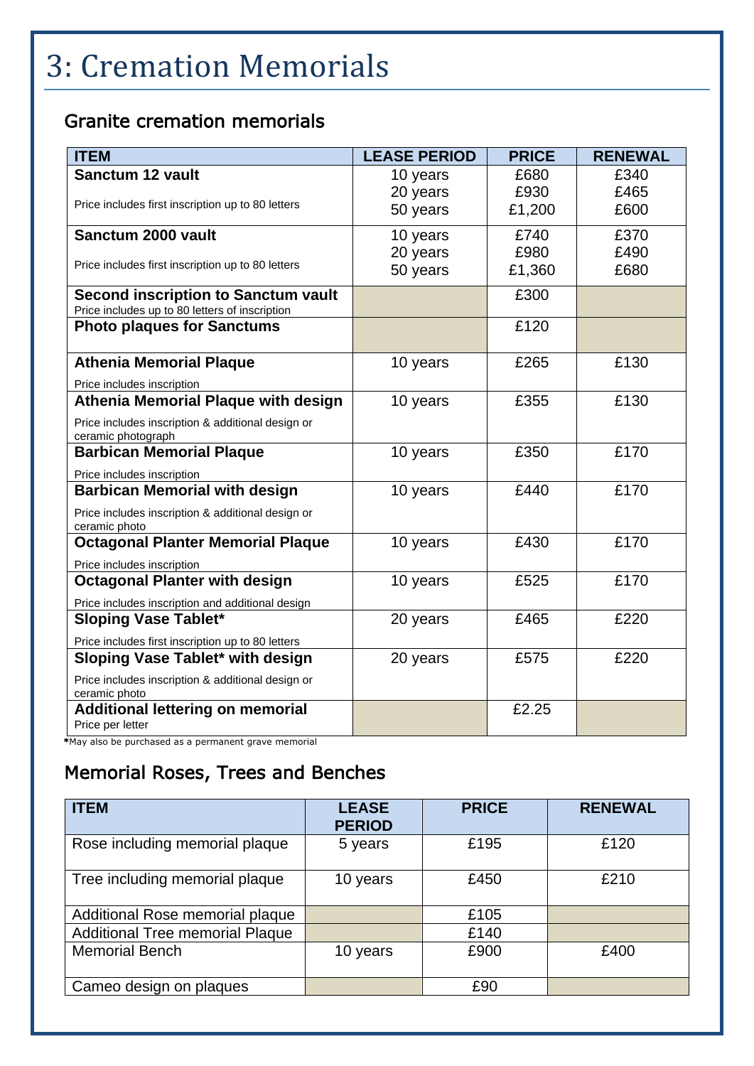# 3: Cremation Memorials

## Granite cremation memorials

| ITEM | LEASE PERIOD | PRICE | RENEWAL |
|---|---|---|---|
| **Sanctum 12 vault**<br>Price includes first inscription up to 80 letters | 10 years<br>20 years<br>50 years | £680<br>£930<br>£1,200 | £340<br>£465<br>£600 |
| **Sanctum 2000 vault**<br>Price includes first inscription up to 80 letters | 10 years<br>20 years<br>50 years | £740<br>£980<br>£1,360 | £370<br>£490<br>£680 |
| **Second inscription to Sanctum vault**<br>Price includes up to 80 letters of inscription | | £300 | |
| **Photo plaques for Sanctums** | | £120 | |
| **Athenia Memorial Plaque**<br>Price includes inscription | 10 years | £265 | £130 |
| **Athenia Memorial Plaque with design**<br>Price includes inscription & additional design or ceramic photograph | 10 years | £355 | £130 |
| **Barbican Memorial Plaque**<br>Price includes inscription | 10 years | £350 | £170 |
| **Barbican Memorial with design**<br>Price includes inscription & additional design or ceramic photo | 10 years | £440 | £170 |
| **Octagonal Planter Memorial Plaque**<br>Price includes inscription | 10 years | £430 | £170 |
| **Octagonal Planter with design**<br>Price includes inscription and additional design | 10 years | £525 | £170 |
| **Sloping Vase Tablet***<br>Price includes first inscription up to 80 letters | 20 years | £465 | £220 |
| **Sloping Vase Tablet* with design**<br>Price includes inscription & additional design or ceramic photo | 20 years | £575 | £220 |
| **Additional lettering on memorial**<br>Price per letter | | £2.25 | |

**\***May also be purchased as a permanent grave memorial

## Memorial Roses, Trees and Benches

| ITEM | LEASE PERIOD | PRICE | RENEWAL |
|---|---|---|---|
| Rose including memorial plaque | 5 years | £195 | £120 |
| Tree including memorial plaque | 10 years | £450 | £210 |
| Additional Rose memorial plaque | | £105 | |
| Additional Tree memorial Plaque | | £140 | |
| Memorial Bench | 10 years | £900 | £400 |
| Cameo design on plaques | | £90 | |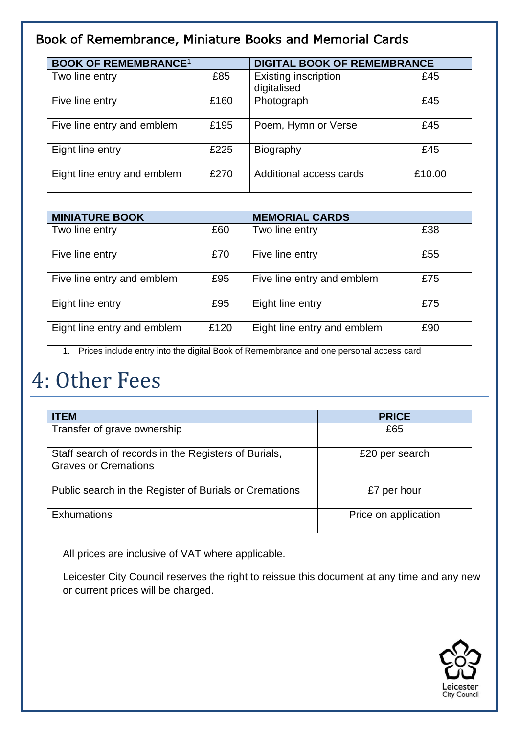## Book of Remembrance, Miniature Books and Memorial Cards

| BOOK OF REMEMBRANCE[1] | | DIGITAL BOOK OF REMEMBRANCE | |
|---|---|---|---|
| Two line entry | £85 | Existing inscription digitalised | £45 |
| Five line entry | £160 | Photograph | £45 |
| Five line entry and emblem | £195 | Poem, Hymn or Verse | £45 |
| Eight line entry | £225 | Biography | £45 |
| Eight line entry and emblem | £270 | Additional access cards | £10.00 |

| MINIATURE BOOK | | MEMORIAL CARDS | |
|---|---|---|---|
| Two line entry | £60 | Two line entry | £38 |
| Five line entry | £70 | Five line entry | £55 |
| Five line entry and emblem | £95 | Five line entry and emblem | £75 |
| Eight line entry | £95 | Eight line entry | £75 |
| Eight line entry and emblem | £120 | Eight line entry and emblem | £90 |

1. Prices include entry into the digital Book of Remembrance and one personal access card

# 4: Other Fees

| ITEM | PRICE |
|---|---|
| Transfer of grave ownership | £65 |
| Staff search of records in the Registers of Burials, Graves or Cremations | £20 per search |
| Public search in the Register of Burials or Cremations | £7 per hour |
| Exhumations | Price on application |

All prices are inclusive of VAT where applicable.

Leicester City Council reserves the right to reissue this document at any time and any new or current prices will be charged.

Leicester City Council